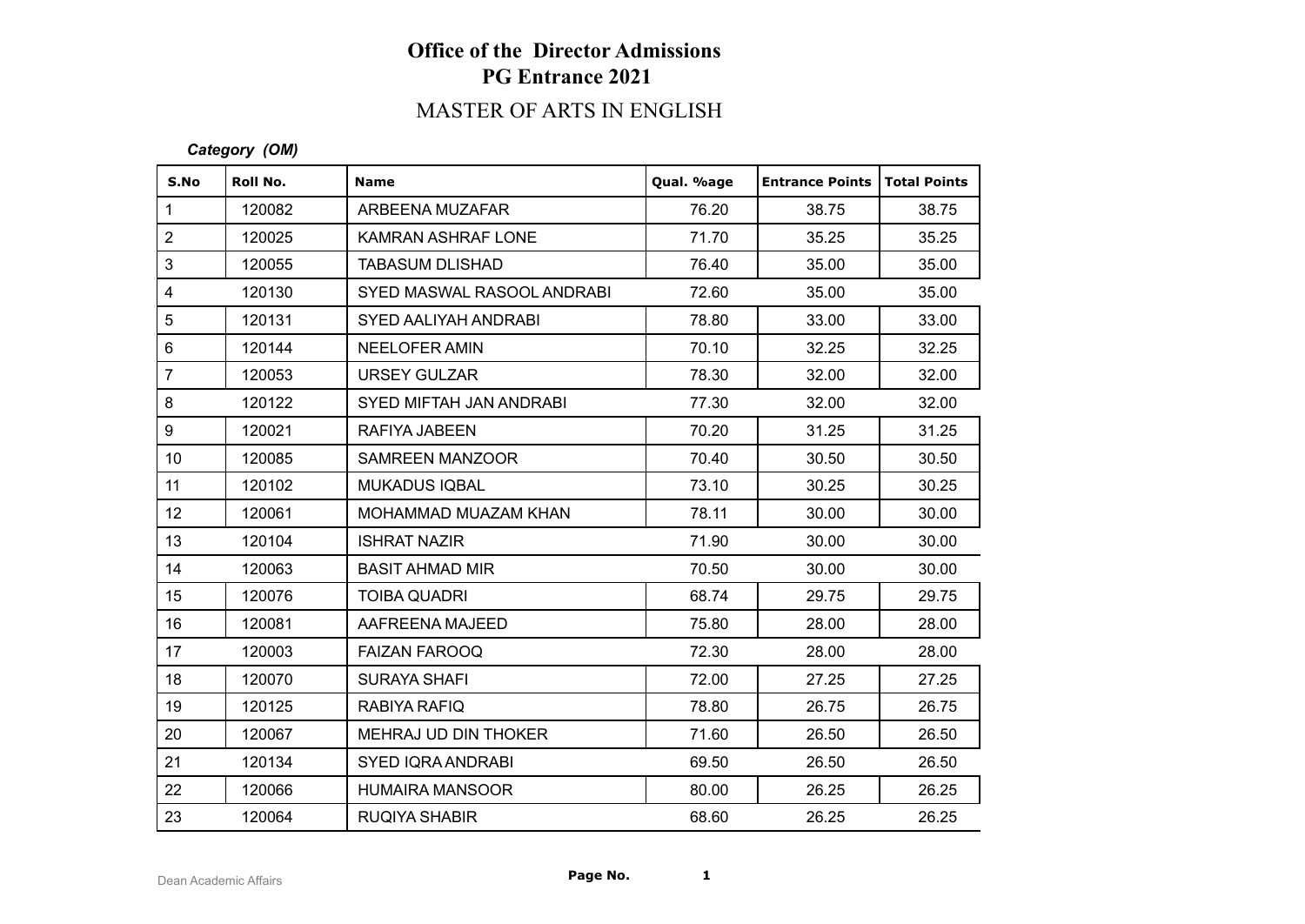# Office of the Director Admissions
## PG Entrance 2021

### MASTER OF ARTS IN ENGLISH

***Category (OM)***

| S.No | Roll No. | Name | Qual. %age | Entrance Points | Total Points |
|---|---|---|---|---|---|
| 1 | 120082 | ARBEENA MUZAFAR | 76.20 | 38.75 | 38.75 |
| 2 | 120025 | KAMRAN ASHRAF LONE | 71.70 | 35.25 | 35.25 |
| 3 | 120055 | TABASUM DLISHAD | 76.40 | 35.00 | 35.00 |
| 4 | 120130 | SYED MASWAL RASOOL ANDRABI | 72.60 | 35.00 | 35.00 |
| 5 | 120131 | SYED AALIYAH ANDRABI | 78.80 | 33.00 | 33.00 |
| 6 | 120144 | NEELOFER AMIN | 70.10 | 32.25 | 32.25 |
| 7 | 120053 | URSEY GULZAR | 78.30 | 32.00 | 32.00 |
| 8 | 120122 | SYED MIFTAH JAN ANDRABI | 77.30 | 32.00 | 32.00 |
| 9 | 120021 | RAFIYA JABEEN | 70.20 | 31.25 | 31.25 |
| 10 | 120085 | SAMREEN MANZOOR | 70.40 | 30.50 | 30.50 |
| 11 | 120102 | MUKADUS IQBAL | 73.10 | 30.25 | 30.25 |
| 12 | 120061 | MOHAMMAD MUAZAM KHAN | 78.11 | 30.00 | 30.00 |
| 13 | 120104 | ISHRAT NAZIR | 71.90 | 30.00 | 30.00 |
| 14 | 120063 | BASIT AHMAD MIR | 70.50 | 30.00 | 30.00 |
| 15 | 120076 | TOIBA QUADRI | 68.74 | 29.75 | 29.75 |
| 16 | 120081 | AAFREENA MAJEED | 75.80 | 28.00 | 28.00 |
| 17 | 120003 | FAIZAN FAROOQ | 72.30 | 28.00 | 28.00 |
| 18 | 120070 | SURAYA SHAFI | 72.00 | 27.25 | 27.25 |
| 19 | 120125 | RABIYA RAFIQ | 78.80 | 26.75 | 26.75 |
| 20 | 120067 | MEHRAJ UD DIN THOKER | 71.60 | 26.50 | 26.50 |
| 21 | 120134 | SYED IQRA ANDRABI | 69.50 | 26.50 | 26.50 |
| 22 | 120066 | HUMAIRA MANSOOR | 80.00 | 26.25 | 26.25 |
| 23 | 120064 | RUQIYA SHABIR | 68.60 | 26.25 | 26.25 |

Dean Academic Affairs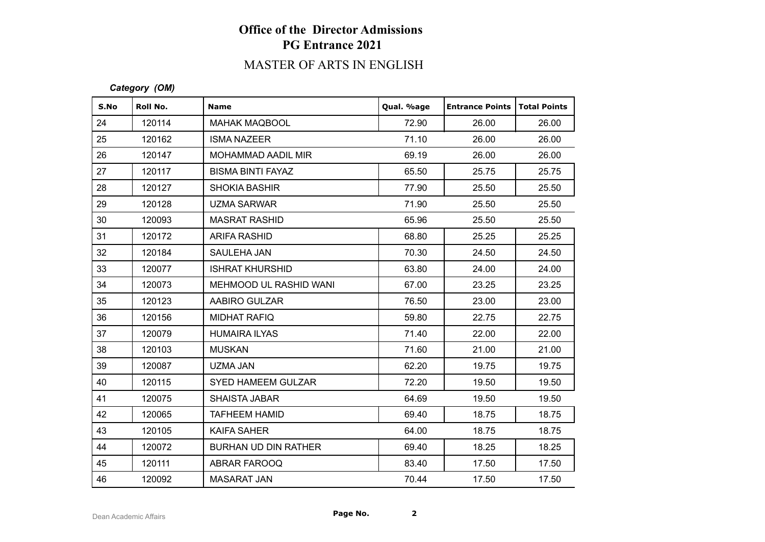# Office of the Director Admissions
## PG Entrance 2021
### MASTER OF ARTS IN ENGLISH

*Category (OM)*

| S.No | Roll No. | Name | Qual. %age | Entrance Points | Total Points |
|---|---|---|---|---|---|
| 24 | 120114 | MAHAK MAQBOOL | 72.90 | 26.00 | 26.00 |
| 25 | 120162 | ISMA NAZEER | 71.10 | 26.00 | 26.00 |
| 26 | 120147 | MOHAMMAD AADIL MIR | 69.19 | 26.00 | 26.00 |
| 27 | 120117 | BISMA BINTI FAYAZ | 65.50 | 25.75 | 25.75 |
| 28 | 120127 | SHOKIA BASHIR | 77.90 | 25.50 | 25.50 |
| 29 | 120128 | UZMA SARWAR | 71.90 | 25.50 | 25.50 |
| 30 | 120093 | MASRAT RASHID | 65.96 | 25.50 | 25.50 |
| 31 | 120172 | ARIFA RASHID | 68.80 | 25.25 | 25.25 |
| 32 | 120184 | SAULEHA JAN | 70.30 | 24.50 | 24.50 |
| 33 | 120077 | ISHRAT KHURSHID | 63.80 | 24.00 | 24.00 |
| 34 | 120073 | MEHMOOD UL RASHID WANI | 67.00 | 23.25 | 23.25 |
| 35 | 120123 | AABIRO GULZAR | 76.50 | 23.00 | 23.00 |
| 36 | 120156 | MIDHAT RAFIQ | 59.80 | 22.75 | 22.75 |
| 37 | 120079 | HUMAIRA ILYAS | 71.40 | 22.00 | 22.00 |
| 38 | 120103 | MUSKAN | 71.60 | 21.00 | 21.00 |
| 39 | 120087 | UZMA JAN | 62.20 | 19.75 | 19.75 |
| 40 | 120115 | SYED HAMEEM GULZAR | 72.20 | 19.50 | 19.50 |
| 41 | 120075 | SHAISTA JABAR | 64.69 | 19.50 | 19.50 |
| 42 | 120065 | TAFHEEM HAMID | 69.40 | 18.75 | 18.75 |
| 43 | 120105 | KAIFA SAHER | 64.00 | 18.75 | 18.75 |
| 44 | 120072 | BURHAN UD DIN RATHER | 69.40 | 18.25 | 18.25 |
| 45 | 120111 | ABRAR FAROOQ | 83.40 | 17.50 | 17.50 |
| 46 | 120092 | MASARAT JAN | 70.44 | 17.50 | 17.50 |

Dean Academic Affairs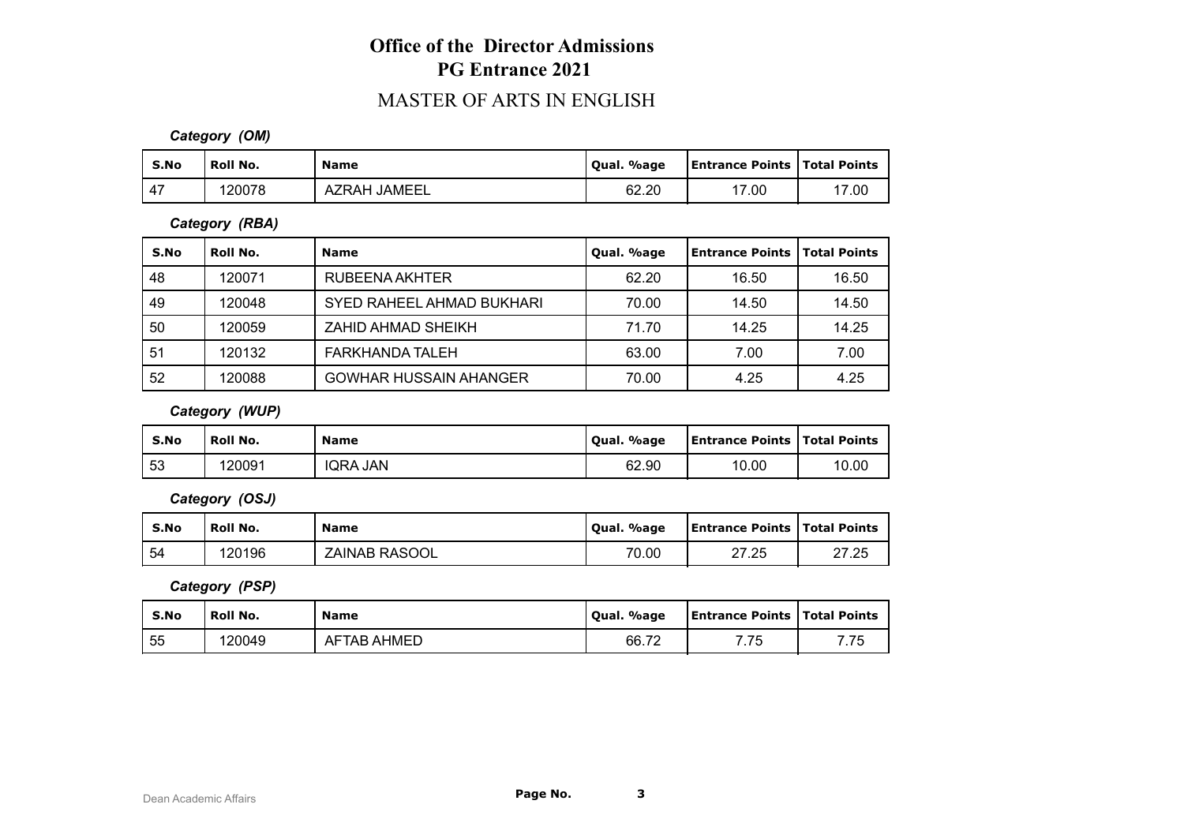# Office of the Director Admissions
## PG Entrance 2021

## MASTER OF ARTS IN ENGLISH

*Category (OM)*

| S.No | Roll No. | Name | Qual. %age | Entrance Points | Total Points |
|---|---|---|---|---|---|
| 47 | 120078 | AZRAH JAMEEL | 62.20 | 17.00 | 17.00 |

*Category (RBA)*

| S.No | Roll No. | Name | Qual. %age | Entrance Points | Total Points |
|---|---|---|---|---|---|
| 48 | 120071 | RUBEENA AKHTER | 62.20 | 16.50 | 16.50 |
| 49 | 120048 | SYED RAHEEL AHMAD BUKHARI | 70.00 | 14.50 | 14.50 |
| 50 | 120059 | ZAHID AHMAD SHEIKH | 71.70 | 14.25 | 14.25 |
| 51 | 120132 | FARKHANDA TALEH | 63.00 | 7.00 | 7.00 |
| 52 | 120088 | GOWHAR HUSSAIN AHANGER | 70.00 | 4.25 | 4.25 |

*Category (WUP)*

| S.No | Roll No. | Name | Qual. %age | Entrance Points | Total Points |
|---|---|---|---|---|---|
| 53 | 120091 | IQRA JAN | 62.90 | 10.00 | 10.00 |

*Category (OSJ)*

| S.No | Roll No. | Name | Qual. %age | Entrance Points | Total Points |
|---|---|---|---|---|---|
| 54 | 120196 | ZAINAB RASOOL | 70.00 | 27.25 | 27.25 |

*Category (PSP)*

| S.No | Roll No. | Name | Qual. %age | Entrance Points | Total Points |
|---|---|---|---|---|---|
| 55 | 120049 | AFTAB AHMED | 66.72 | 7.75 | 7.75 |

Dean Academic Affairs